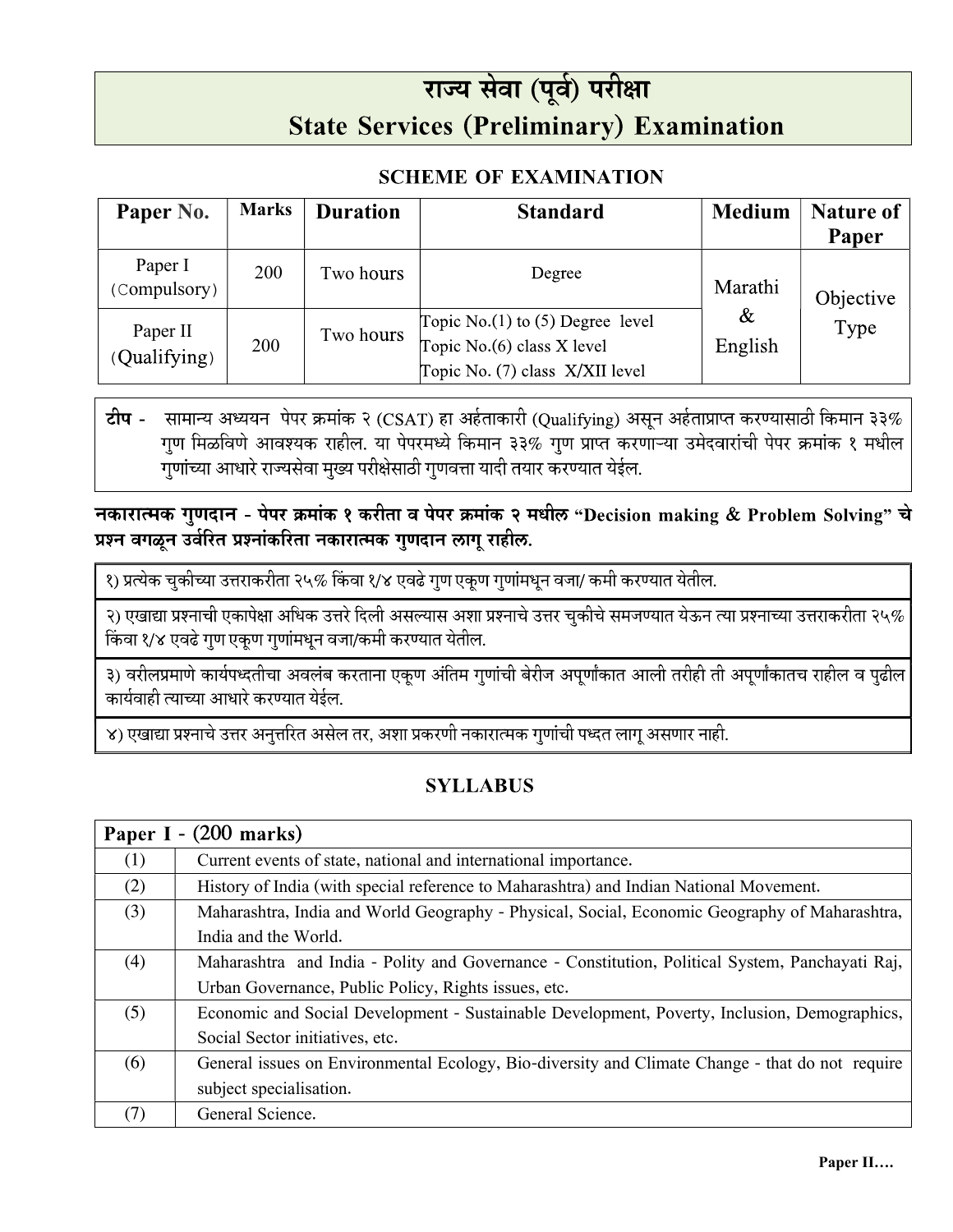# राज्य सेवा (पूर्व) परीक्षा
# State Services (Preliminary) Examination

## SCHEME OF EXAMINATION

| Paper No. | Marks | Duration | Standard | Medium | Nature of Paper |
|---|---|---|---|---|---|
| Paper I (Compulsory) | 200 | Two hours | Degree | Marathi & English | Objective Type |
| Paper II (Qualifying) | 200 | Two hours | Topic No.(1) to (5) Degree level<br>Topic No.(6) class X level<br>Topic No. (7) class X/XII level | | |

**टीप** - सामान्य अध्ययन पेपर क्रमांक २ (CSAT) हा अर्हताकारी (Qualifying) असून अर्हताप्राप्त करण्यासाठी किमान ३३% गुण मिळविणे आवश्यक राहील. या पेपरमध्ये किमान ३३% गुण प्राप्त करणाऱ्या उमेदवारांची पेपर क्रमांक १ मधील गुणांच्या आधारे राज्यसेवा मुख्य परीक्षेसाठी गुणवत्ता यादी तयार करण्यात येईल.

**नकारात्मक गुणदान - पेपर क्रमांक १ करीता व पेपर क्रमांक २ मधील "Decision making & Problem Solving" चे प्रश्न वगळून उर्वरित प्रश्नांकरिता नकारात्मक गुणदान लागू राहील.**

१) प्रत्येक चुकीच्या उत्तराकरीता २५% किंवा १/४ एवढे गुण एकूण गुणांमधून वजा/ कमी करण्यात येतील.

२) एखाद्या प्रश्नाची एकापेक्षा अधिक उत्तरे दिली असल्यास अशा प्रश्नाचे उत्तर चुकीचे समजण्यात येऊन त्या प्रश्नाच्या उत्तराकरीता २५% किंवा १/४ एवढे गुण एकूण गुणांमधून वजा/कमी करण्यात येतील.

३) वरीलप्रमाणे कार्यपध्दतीचा अवलंब करताना एकूण अंतिम गुणांची बेरीज अपूर्णांकात आली तरीही ती अपूर्णांकातच राहील व पुढील कार्यवाही त्याच्या आधारे करण्यात येईल.

४) एखाद्या प्रश्नाचे उत्तर अनुत्तरित असेल तर, अशा प्रकरणी नकारात्मक गुणांची पध्दत लागू असणार नाही.

## SYLLABUS

| Paper I - (200 marks) | |
|---|---|
| (1) | Current events of state, national and international importance. |
| (2) | History of India (with special reference to Maharashtra) and Indian National Movement. |
| (3) | Maharashtra, India and World Geography - Physical, Social, Economic Geography of Maharashtra, India and the World. |
| (4) | Maharashtra and India - Polity and Governance - Constitution, Political System, Panchayati Raj, Urban Governance, Public Policy, Rights issues, etc. |
| (5) | Economic and Social Development - Sustainable Development, Poverty, Inclusion, Demographics, Social Sector initiatives, etc. |
| (6) | General issues on Environmental Ecology, Bio-diversity and Climate Change - that do not require subject specialisation. |
| (7) | General Science. |

Paper II….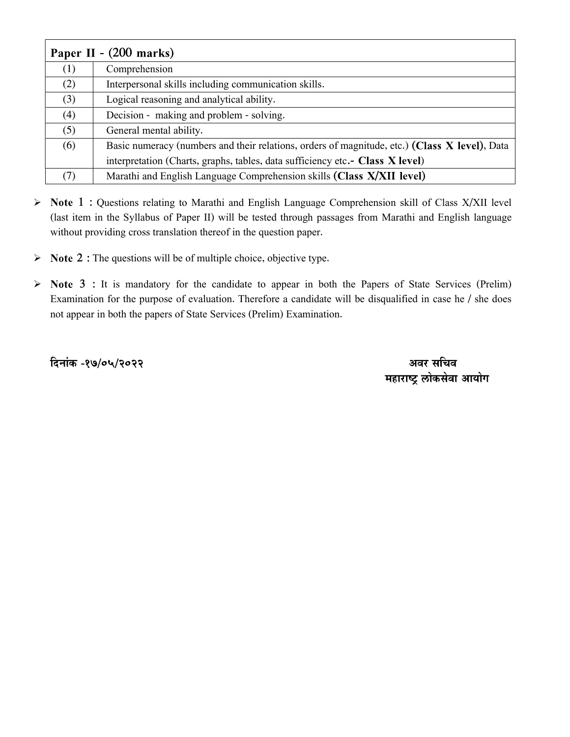| Paper II - (200 marks) | |
|---|---|
| (1) | Comprehension |
| (2) | Interpersonal skills including communication skills. |
| (3) | Logical reasoning and analytical ability. |
| (4) | Decision - making and problem - solving. |
| (5) | General mental ability. |
| (6) | Basic numeracy (numbers and their relations, orders of magnitude, etc.) **(Class X level)**, Data interpretation (Charts, graphs, tables, data sufficiency etc.- **Class X level**) |
| (7) | Marathi and English Language Comprehension skills **(Class X/XII level)** |

- **Note 1 :** Questions relating to Marathi and English Language Comprehension skill of Class X/XII level (last item in the Syllabus of Paper II) will be tested through passages from Marathi and English language without providing cross translation thereof in the question paper.

- **Note 2 :** The questions will be of multiple choice, objective type.

- **Note 3 :** It is mandatory for the candidate to appear in both the Papers of State Services (Prelim) Examination for the purpose of evaluation. Therefore a candidate will be disqualified in case he / she does not appear in both the papers of State Services (Prelim) Examination.

**दिनांक -१७/०५/२०२२**

**अवर सचिव**
**महाराष्ट्र लोकसेवा आयोग**